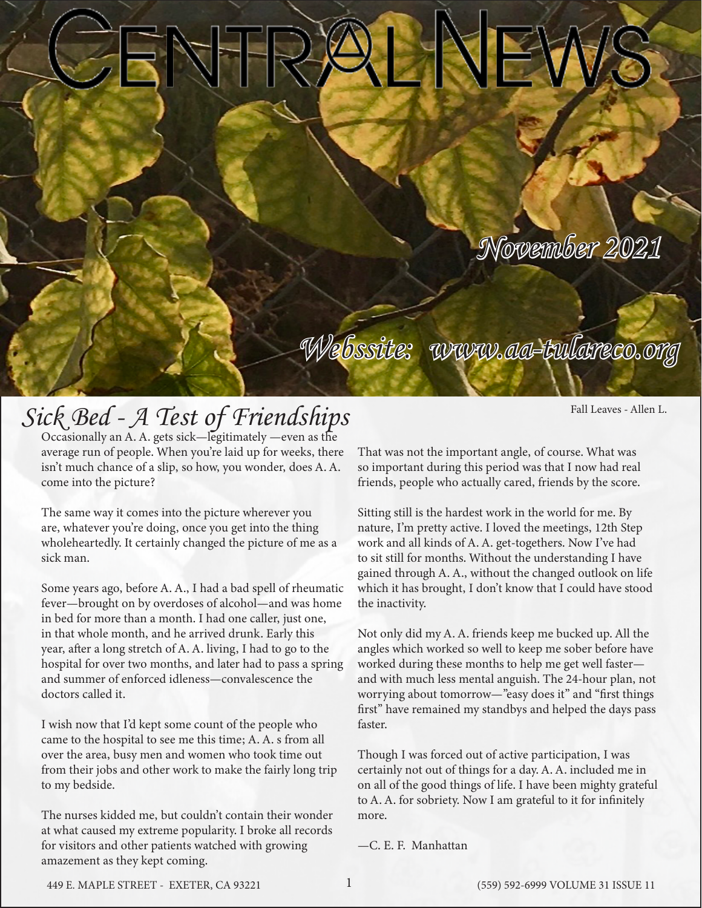# CENTRAL NEWS

*November 2021*

*Webssite: www.aa-tulareco.org*

Fall Leaves - Allen L.

## *Sick Bed - A Test of Friendships*

Occasionally an A. A. gets sick—legitimately —even as the average run of people. When you're laid up for weeks, there isn't much chance of a slip, so how, you wonder, does A. A. come into the picture?

The same way it comes into the picture wherever you are, whatever you're doing, once you get into the thing wholeheartedly. It certainly changed the picture of me as a sick man.

Some years ago, before A. A., I had a bad spell of rheumatic fever—brought on by overdoses of alcohol—and was home in bed for more than a month. I had one caller, just one, in that whole month, and he arrived drunk. Early this year, after a long stretch of A. A. living, I had to go to the hospital for over two months, and later had to pass a spring and summer of enforced idleness—convalescence the doctors called it.

I wish now that I'd kept some count of the people who came to the hospital to see me this time; A. A. s from all over the area, busy men and women who took time out from their jobs and other work to make the fairly long trip to my bedside.

The nurses kidded me, but couldn't contain their wonder at what caused my extreme popularity. I broke all records for visitors and other patients watched with growing amazement as they kept coming.

That was not the important angle, of course. What was so important during this period was that I now had real friends, people who actually cared, friends by the score.

Sitting still is the hardest work in the world for me. By nature, I'm pretty active. I loved the meetings, 12th Step work and all kinds of A. A. get-togethers. Now I've had to sit still for months. Without the understanding I have gained through A. A., without the changed outlook on life which it has brought, I don't know that I could have stood the inactivity.

Not only did my A. A. friends keep me bucked up. All the angles which worked so well to keep me sober before have worked during these months to help me get well faster—and with much less mental anguish. The 24-hour plan, not worrying about tomorrow—"easy does it" and "first things first" have remained my standbys and helped the days pass faster.

Though I was forced out of active participation, I was certainly not out of things for a day. A. A. included me in on all of the good things of life. I have been mighty grateful to A. A. for sobriety. Now I am grateful to it for infinitely more.

—C. E. F. Manhattan

449 E. MAPLE STREET - EXETER, CA 93221 (559) 592-6999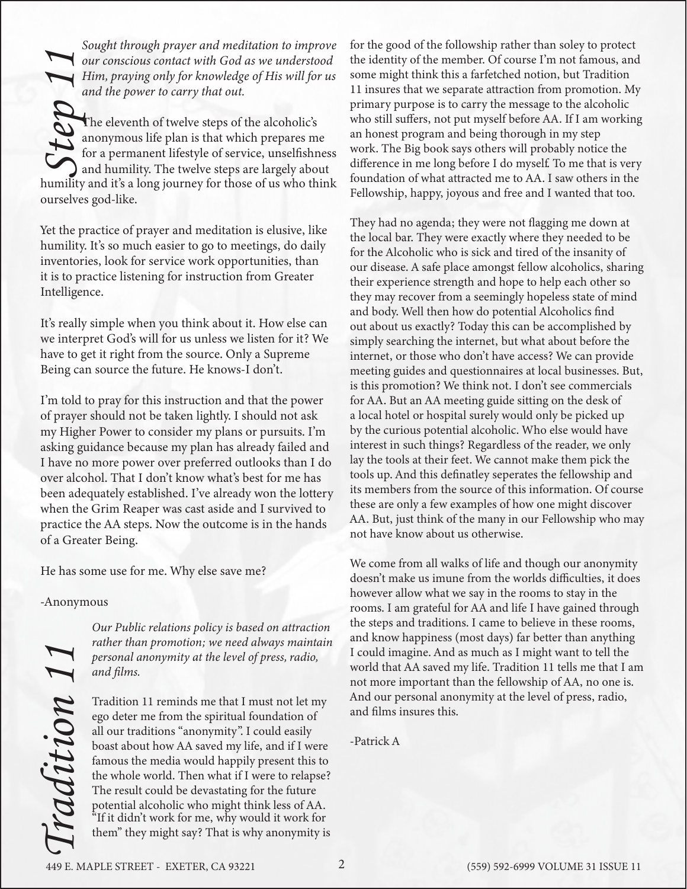## Step 11

*Sought through prayer and meditation to improve our conscious contact with God as we understood Him, praying only for knowledge of His will for us and the power to carry that out.*

The eleventh of twelve steps of the alcoholic's anonymous life plan is that which prepares me for a permanent lifestyle of service, unselfishness and humility. The twelve steps are largely about humility and it's a long journey for those of us who think ourselves god-like.

Yet the practice of prayer and meditation is elusive, like humility. It's so much easier to go to meetings, do daily inventories, look for service work opportunities, than it is to practice listening for instruction from Greater Intelligence.

It's really simple when you think about it. How else can we interpret God's will for us unless we listen for it? We have to get it right from the source. Only a Supreme Being can source the future. He knows-I don't.

I'm told to pray for this instruction and that the power of prayer should not be taken lightly. I should not ask my Higher Power to consider my plans or pursuits. I'm asking guidance because my plan has already failed and I have no more power over preferred outlooks than I do over alcohol. That I don't know what's best for me has been adequately established. I've already won the lottery when the Grim Reaper was cast aside and I survived to practice the AA steps. Now the outcome is in the hands of a Greater Being.

He has some use for me. Why else save me?

-Anonymous

## Tradition 11

*Our Public relations policy is based on attraction rather than promotion; we need always maintain personal anonymity at the level of press, radio, and films.*

Tradition 11 reminds me that I must not let my ego deter me from the spiritual foundation of all our traditions "anonymity". I could easily boast about how AA saved my life, and if I were famous the media would happily present this to the whole world. Then what if I were to relapse? The result could be devastating for the future potential alcoholic who might think less of AA. "If it didn't work for me, why would it work for them" they might say? That is why anonymity is for the good of the followship rather than soley to protect the identity of the member. Of course I'm not famous, and some might think this a farfetched notion, but Tradition 11 insures that we separate attraction from promotion. My primary purpose is to carry the message to the alcoholic who still suffers, not put myself before AA. If I am working an honest program and being thorough in my step work. The Big book says others will probably notice the difference in me long before I do myself. To me that is very foundation of what attracted me to AA. I saw others in the Fellowship, happy, joyous and free and I wanted that too.

They had no agenda; they were not flagging me down at the local bar. They were exactly where they needed to be for the Alcoholic who is sick and tired of the insanity of our disease. A safe place amongst fellow alcoholics, sharing their experience strength and hope to help each other so they may recover from a seemingly hopeless state of mind and body. Well then how do potential Alcoholics find out about us exactly? Today this can be accomplished by simply searching the internet, but what about before the internet, or those who don't have access? We can provide meeting guides and questionnaires at local businesses. But, is this promotion? We think not. I don't see commercials for AA. But an AA meeting guide sitting on the desk of a local hotel or hospital surely would only be picked up by the curious potential alcoholic. Who else would have interest in such things? Regardless of the reader, we only lay the tools at their feet. We cannot make them pick the tools up. And this definatley seperates the fellowship and its members from the source of this information. Of course these are only a few examples of how one might discover AA. But, just think of the many in our Fellowship who may not have know about us otherwise.

We come from all walks of life and though our anonymity doesn't make us imune from the worlds difficulties, it does however allow what we say in the rooms to stay in the rooms. I am grateful for AA and life I have gained through the steps and traditions. I came to believe in these rooms, and know happiness (most days) far better than anything I could imagine. And as much as I might want to tell the world that AA saved my life. Tradition 11 tells me that I am not more important than the fellowship of AA, no one is. And our personal anonymity at the level of press, radio, and films insures this.

-Patrick A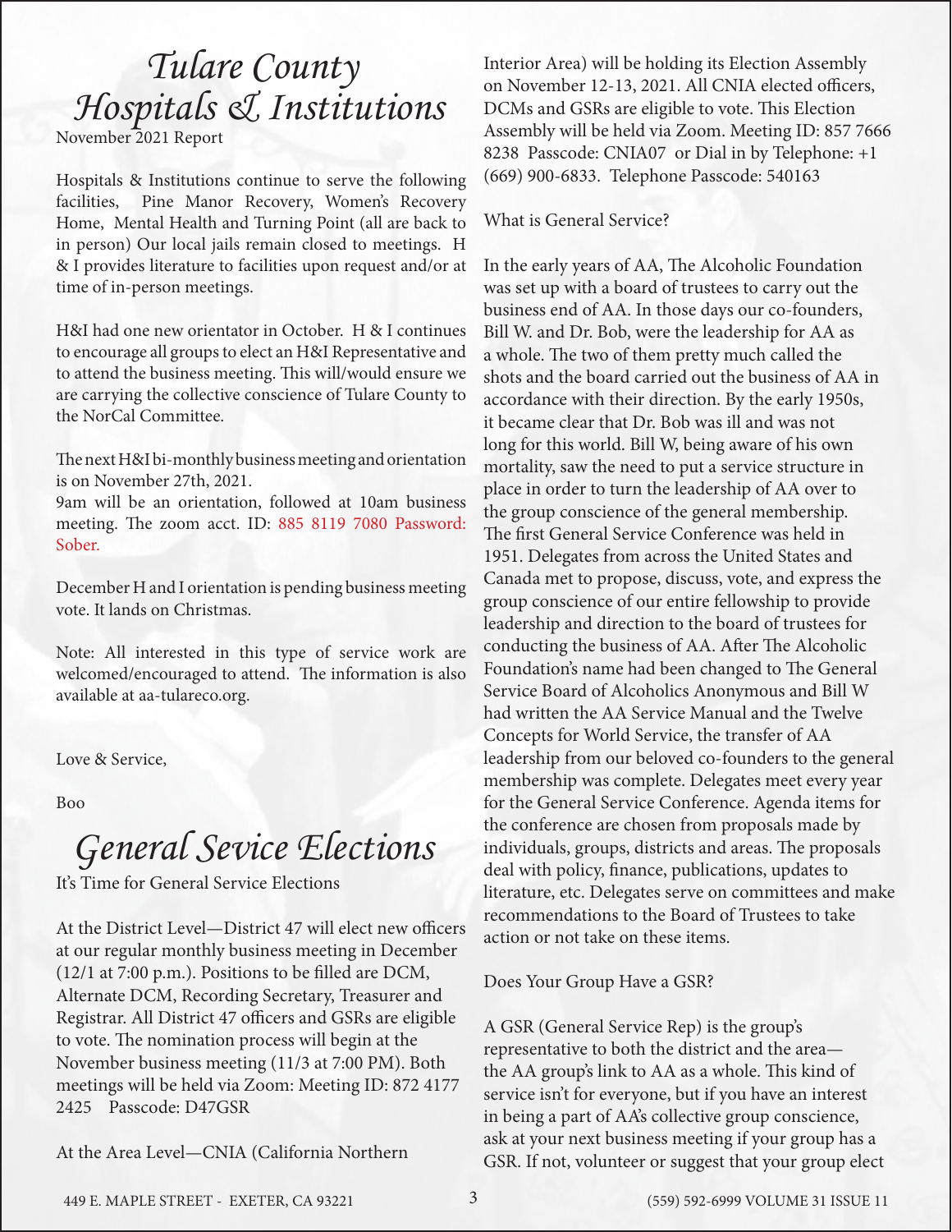# Tulare County Hospitals & Institutions

November 2021 Report

Hospitals & Institutions continue to serve the following facilities, Pine Manor Recovery, Women's Recovery Home, Mental Health and Turning Point (all are back to in person) Our local jails remain closed to meetings. H & I provides literature to facilities upon request and/or at time of in-person meetings.

H&I had one new orientator in October. H & I continues to encourage all groups to elect an H&I Representative and to attend the business meeting. This will/would ensure we are carrying the collective conscience of Tulare County to the NorCal Committee.

The next H&I bi-monthly business meeting and orientation is on November 27th, 2021.
9am will be an orientation, followed at 10am business meeting. The zoom acct. ID: 885 8119 7080 Password: Sober.

December H and I orientation is pending business meeting vote. It lands on Christmas.

Note: All interested in this type of service work are welcomed/encouraged to attend. The information is also available at aa-tulareco.org.

Love & Service,

Boo

# General Sevice Elections

It's Time for General Service Elections

At the District Level—District 47 will elect new officers at our regular monthly business meeting in December (12/1 at 7:00 p.m.). Positions to be filled are DCM, Alternate DCM, Recording Secretary, Treasurer and Registrar. All District 47 officers and GSRs are eligible to vote. The nomination process will begin at the November business meeting (11/3 at 7:00 PM). Both meetings will be held via Zoom: Meeting ID: 872 4177 2425 Passcode: D47GSR

At the Area Level—CNIA (California Northern Interior Area) will be holding its Election Assembly on November 12-13, 2021. All CNIA elected officers, DCMs and GSRs are eligible to vote. This Election Assembly will be held via Zoom. Meeting ID: 857 7666 8238 Passcode: CNIA07 or Dial in by Telephone: +1 (669) 900-6833. Telephone Passcode: 540163

What is General Service?

In the early years of AA, The Alcoholic Foundation was set up with a board of trustees to carry out the business end of AA. In those days our co-founders, Bill W. and Dr. Bob, were the leadership for AA as a whole. The two of them pretty much called the shots and the board carried out the business of AA in accordance with their direction. By the early 1950s, it became clear that Dr. Bob was ill and was not long for this world. Bill W, being aware of his own mortality, saw the need to put a service structure in place in order to turn the leadership of AA over to the group conscience of the general membership. The first General Service Conference was held in 1951. Delegates from across the United States and Canada met to propose, discuss, vote, and express the group conscience of our entire fellowship to provide leadership and direction to the board of trustees for conducting the business of AA. After The Alcoholic Foundation's name had been changed to The General Service Board of Alcoholics Anonymous and Bill W had written the AA Service Manual and the Twelve Concepts for World Service, the transfer of AA leadership from our beloved co-founders to the general membership was complete. Delegates meet every year for the General Service Conference. Agenda items for the conference are chosen from proposals made by individuals, groups, districts and areas. The proposals deal with policy, finance, publications, updates to literature, etc. Delegates serve on committees and make recommendations to the Board of Trustees to take action or not take on these items.

Does Your Group Have a GSR?

A GSR (General Service Rep) is the group's representative to both the district and the area—the AA group's link to AA as a whole. This kind of service isn't for everyone, but if you have an interest in being a part of AA's collective group conscience, ask at your next business meeting if your group has a GSR. If not, volunteer or suggest that your group elect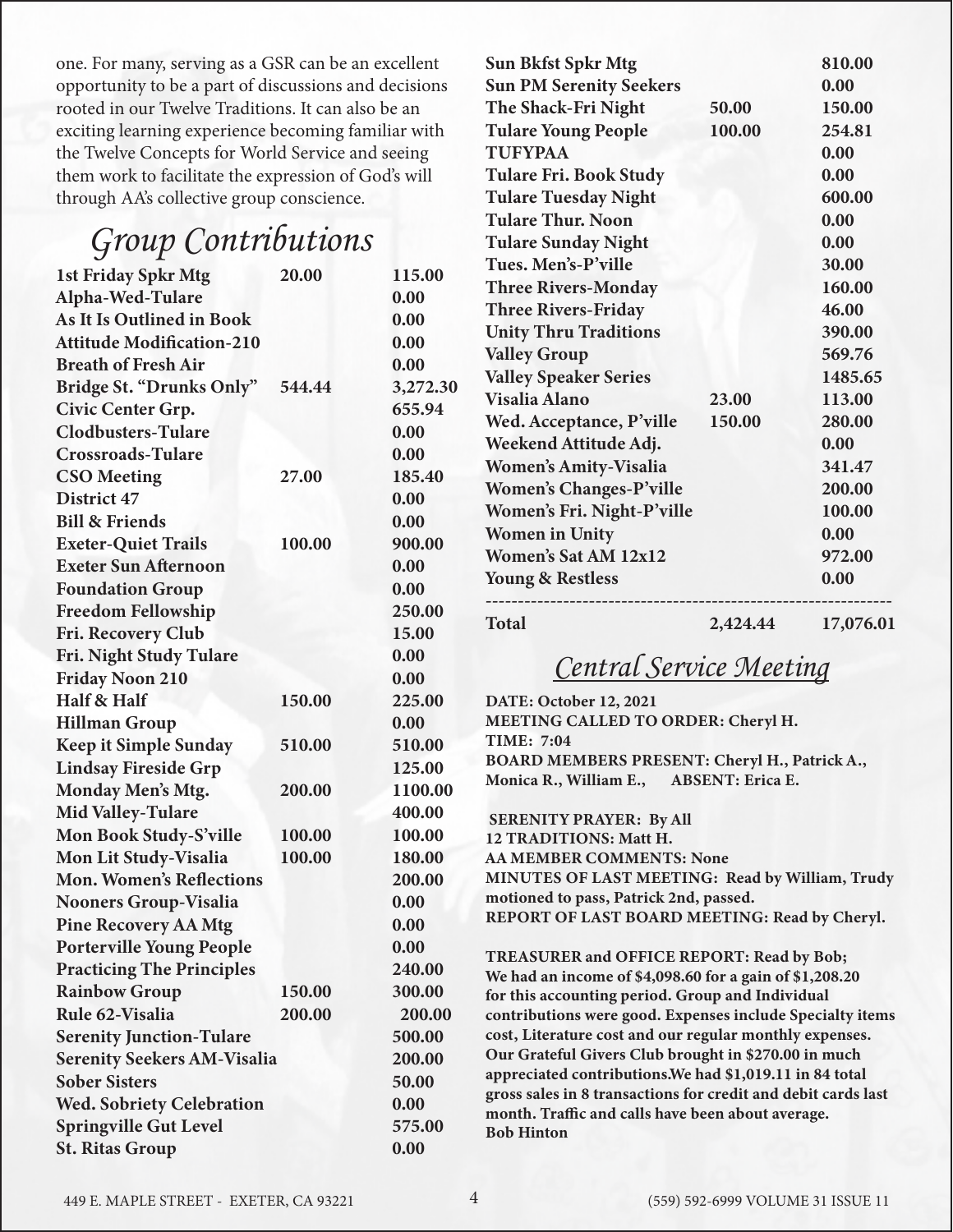one. For many, serving as a GSR can be an excellent opportunity to be a part of discussions and decisions rooted in our Twelve Traditions. It can also be an exciting learning experience becoming familiar with the Twelve Concepts for World Service and seeing them work to facilitate the expression of God's will through AA's collective group conscience.

## *Group Contributions*

| Group | | |
|---|---|---|
| **1st Friday Spkr Mtg** | **20.00** | **115.00** |
| **Alpha-Wed-Tulare** | | **0.00** |
| **As It Is Outlined in Book** | | **0.00** |
| **Attitude Modification-210** | | **0.00** |
| **Breath of Fresh Air** | | **0.00** |
| **Bridge St. "Drunks Only"** | **544.44** | **3,272.30** |
| **Civic Center Grp.** | | **655.94** |
| **Clodbusters-Tulare** | | **0.00** |
| **Crossroads-Tulare** | | **0.00** |
| **CSO Meeting** | **27.00** | **185.40** |
| **District 47** | | **0.00** |
| **Bill & Friends** | | **0.00** |
| **Exeter-Quiet Trails** | **100.00** | **900.00** |
| **Exeter Sun Afternoon** | | **0.00** |
| **Foundation Group** | | **0.00** |
| **Freedom Fellowship** | | **250.00** |
| **Fri. Recovery Club** | | **15.00** |
| **Fri. Night Study Tulare** | | **0.00** |
| **Friday Noon 210** | | **0.00** |
| **Half & Half** | **150.00** | **225.00** |
| **Hillman Group** | | **0.00** |
| **Keep it Simple Sunday** | **510.00** | **510.00** |
| **Lindsay Fireside Grp** | | **125.00** |
| **Monday Men's Mtg.** | **200.00** | **1100.00** |
| **Mid Valley-Tulare** | | **400.00** |
| **Mon Book Study-S'ville** | **100.00** | **100.00** |
| **Mon Lit Study-Visalia** | **100.00** | **180.00** |
| **Mon. Women's Reflections** | | **200.00** |
| **Nooners Group-Visalia** | | **0.00** |
| **Pine Recovery AA Mtg** | | **0.00** |
| **Porterville Young People** | | **0.00** |
| **Practicing The Principles** | | **240.00** |
| **Rainbow Group** | **150.00** | **300.00** |
| **Rule 62-Visalia** | **200.00** | **200.00** |
| **Serenity Junction-Tulare** | | **500.00** |
| **Serenity Seekers AM-Visalia** | | **200.00** |
| **Sober Sisters** | | **50.00** |
| **Wed. Sobriety Celebration** | | **0.00** |
| **Springville Gut Level** | | **575.00** |
| **St. Ritas Group** | | **0.00** |
| **Sun Bkfst Spkr Mtg** | | **810.00** |
| **Sun PM Serenity Seekers** | | **0.00** |
| **The Shack-Fri Night** | **50.00** | **150.00** |
| **Tulare Young People** | **100.00** | **254.81** |
| **TUFYPAA** | | **0.00** |
| **Tulare Fri. Book Study** | | **0.00** |
| **Tulare Tuesday Night** | | **600.00** |
| **Tulare Thur. Noon** | | **0.00** |
| **Tulare Sunday Night** | | **0.00** |
| **Tues. Men's-P'ville** | | **30.00** |
| **Three Rivers-Monday** | | **160.00** |
| **Three Rivers-Friday** | | **46.00** |
| **Unity Thru Traditions** | | **390.00** |
| **Valley Group** | | **569.76** |
| **Valley Speaker Series** | | **1485.65** |
| **Visalia Alano** | **23.00** | **113.00** |
| **Wed. Acceptance, P'ville** | **150.00** | **280.00** |
| **Weekend Attitude Adj.** | | **0.00** |
| **Women's Amity-Visalia** | | **341.47** |
| **Women's Changes-P'ville** | | **200.00** |
| **Women's Fri. Night-P'ville** | | **100.00** |
| **Women in Unity** | | **0.00** |
| **Women's Sat AM 12x12** | | **972.00** |
| **Young & Restless** | | **0.00** |
| **Total** | **2,424.44** | **17,076.01** |

## *Central Service Meeting*

**DATE: October 12, 2021**
**MEETING CALLED TO ORDER: Cheryl H.**
**TIME: 7:04**
**BOARD MEMBERS PRESENT: Cheryl H., Patrick A., Monica R., William E., ABSENT: Erica E.**

**SERENITY PRAYER: By All**
**12 TRADITIONS: Matt H.**
**AA MEMBER COMMENTS: None**
**MINUTES OF LAST MEETING: Read by William, Trudy motioned to pass, Patrick 2nd, passed.**
**REPORT OF LAST BOARD MEETING: Read by Cheryl.**

**TREASURER and OFFICE REPORT: Read by Bob; We had an income of $4,098.60 for a gain of $1,208.20 for this accounting period. Group and Individual contributions were good. Expenses include Specialty items cost, Literature cost and our regular monthly expenses. Our Grateful Givers Club brought in $270.00 in much appreciated contributions.We had $1,019.11 in 84 total gross sales in 8 transactions for credit and debit cards last month. Traffic and calls have been about average.**
**Bob Hinton**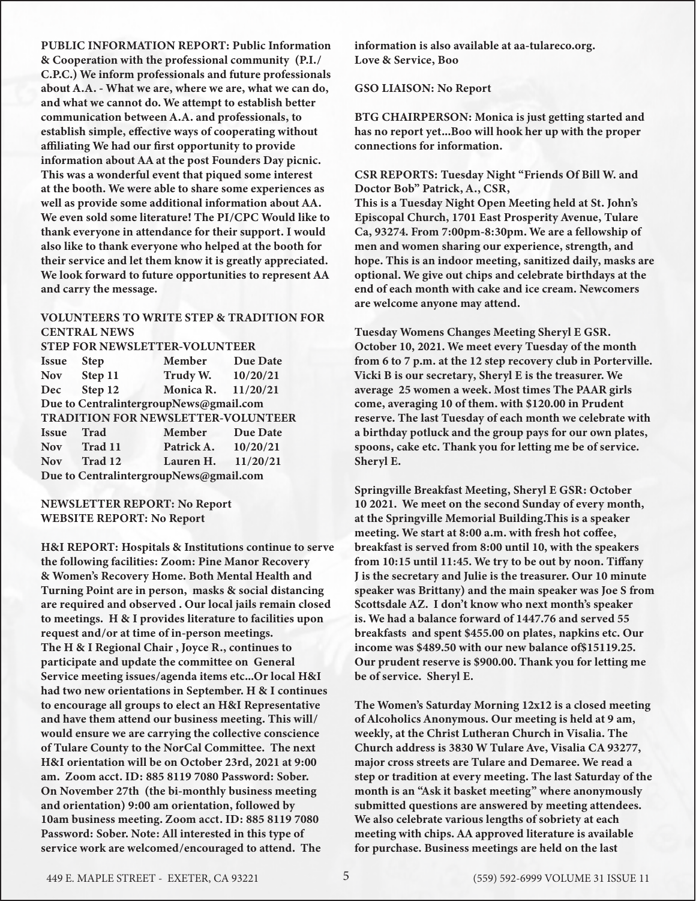**PUBLIC INFORMATION REPORT: Public Information & Cooperation with the professional community (P.I./ C.P.C.) We inform professionals and future professionals about A.A. - What we are, where we are, what we can do, and what we cannot do. We attempt to establish better communication between A.A. and professionals, to establish simple, effective ways of cooperating without affiliating We had our first opportunity to provide information about AA at the post Founders Day picnic. This was a wonderful event that piqued some interest at the booth. We were able to share some experiences as well as provide some additional information about AA. We even sold some literature! The PI/CPC Would like to thank everyone in attendance for their support. I would also like to thank everyone who helped at the booth for their service and let them know it is greatly appreciated. We look forward to future opportunities to represent AA and carry the message.**

**VOLUNTEERS TO WRITE STEP & TRADITION FOR CENTRAL NEWS**

**STEP FOR NEWSLETTER-VOLUNTEER**

| Issue | Step | Member | Due Date |
|---|---|---|---|
| Nov | Step 11 | Trudy W. | 10/20/21 |
| Dec | Step 12 | Monica R. | 11/20/21 |

**Due to CentralintergroupNews@gmail.com**

**TRADITION FOR NEWSLETTER-VOLUNTEER**

| Issue | Trad | Member | Due Date |
|---|---|---|---|
| Nov | Trad 11 | Patrick A. | 10/20/21 |
| Nov | Trad 12 | Lauren H. | 11/20/21 |

**Due to CentralintergroupNews@gmail.com**

**NEWSLETTER REPORT: No Report**
**WEBSITE REPORT: No Report**

**H&I REPORT: Hospitals & Institutions continue to serve the following facilities: Zoom: Pine Manor Recovery & Women's Recovery Home. Both Mental Health and Turning Point are in person, masks & social distancing are required and observed . Our local jails remain closed to meetings. H & I provides literature to facilities upon request and/or at time of in-person meetings. The H & I Regional Chair , Joyce R., continues to participate and update the committee on General Service meeting issues/agenda items etc...Or local H&I had two new orientations in September. H & I continues to encourage all groups to elect an H&I Representative and have them attend our business meeting. This will/ would ensure we are carrying the collective conscience of Tulare County to the NorCal Committee. The next H&I orientation will be on October 23rd, 2021 at 9:00 am. Zoom acct. ID: 885 8119 7080 Password: Sober. On November 27th (the bi-monthly business meeting and orientation) 9:00 am orientation, followed by 10am business meeting. Zoom acct. ID: 885 8119 7080 Password: Sober. Note: All interested in this type of service work are welcomed/encouraged to attend. The information is also available at aa-tulareco.org. Love & Service, Boo**

**GSO LIAISON: No Report**

**BTG CHAIRPERSON: Monica is just getting started and has no report yet...Boo will hook her up with the proper connections for information.**

**CSR REPORTS: Tuesday Night "Friends Of Bill W. and Doctor Bob" Patrick, A., CSR,**
**This is a Tuesday Night Open Meeting held at St. John's Episcopal Church, 1701 East Prosperity Avenue, Tulare Ca, 93274. From 7:00pm-8:30pm. We are a fellowship of men and women sharing our experience, strength, and hope. This is an indoor meeting, sanitized daily, masks are optional. We give out chips and celebrate birthdays at the end of each month with cake and ice cream. Newcomers are welcome anyone may attend.**

**Tuesday Womens Changes Meeting Sheryl E GSR. October 10, 2021. We meet every Tuesday of the month from 6 to 7 p.m. at the 12 step recovery club in Porterville. Vicki B is our secretary, Sheryl E is the treasurer. We average 25 women a week. Most times The PAAR girls come, averaging 10 of them. with $120.00 in Prudent reserve. The last Tuesday of each month we celebrate with a birthday potluck and the group pays for our own plates, spoons, cake etc. Thank you for letting me be of service. Sheryl E.**

**Springville Breakfast Meeting, Sheryl E GSR: October 10 2021. We meet on the second Sunday of every month, at the Springville Memorial Building.This is a speaker meeting. We start at 8:00 a.m. with fresh hot coffee, breakfast is served from 8:00 until 10, with the speakers from 10:15 until 11:45. We try to be out by noon. Tiffany J is the secretary and Julie is the treasurer. Our 10 minute speaker was Brittany) and the main speaker was Joe S from Scottsdale AZ. I don't know who next month's speaker is. We had a balance forward of 1447.76 and served 55 breakfasts and spent $455.00 on plates, napkins etc. Our income was $489.50 with our new balance of$15119.25. Our prudent reserve is $900.00. Thank you for letting me be of service. Sheryl E.**

**The Women's Saturday Morning 12x12 is a closed meeting of Alcoholics Anonymous. Our meeting is held at 9 am, weekly, at the Christ Lutheran Church in Visalia. The Church address is 3830 W Tulare Ave, Visalia CA 93277, major cross streets are Tulare and Demaree. We read a step or tradition at every meeting. The last Saturday of the month is an "Ask it basket meeting" where anonymously submitted questions are answered by meeting attendees. We also celebrate various lengths of sobriety at each meeting with chips. AA approved literature is available for purchase. Business meetings are held on the last**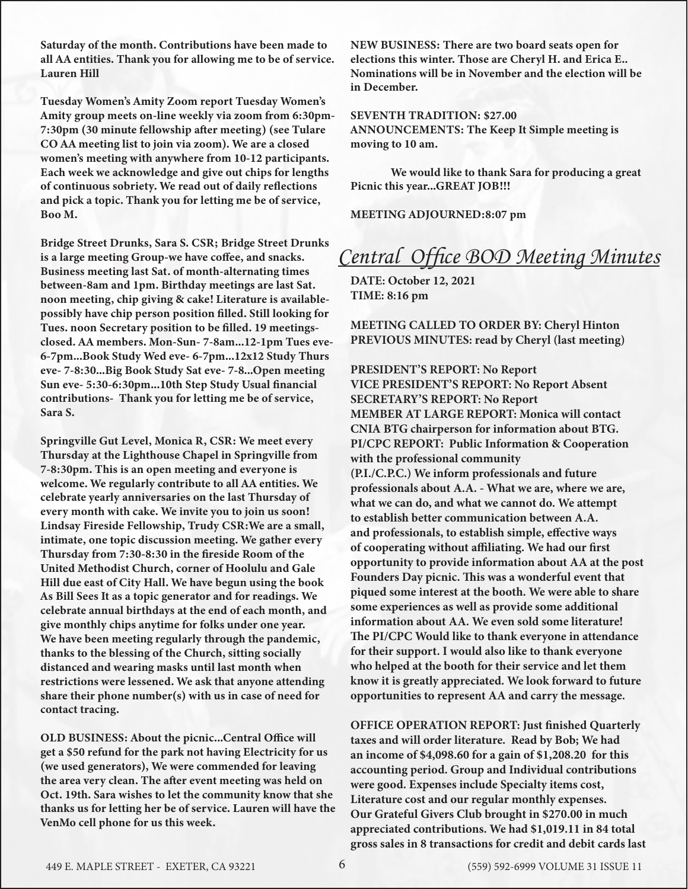**Saturday of the month. Contributions have been made to all AA entities. Thank you for allowing me to be of service. Lauren Hill**

**Tuesday Women's Amity Zoom report Tuesday Women's Amity group meets on-line weekly via zoom from 6:30pm-7:30pm (30 minute fellowship after meeting) (see Tulare CO AA meeting list to join via zoom). We are a closed women's meeting with anywhere from 10-12 participants. Each week we acknowledge and give out chips for lengths of continuous sobriety. We read out of daily reflections and pick a topic. Thank you for letting me be of service, Boo M.**

**Bridge Street Drunks, Sara S. CSR; Bridge Street Drunks is a large meeting Group-we have coffee, and snacks. Business meeting last Sat. of month-alternating times between-8am and 1pm. Birthday meetings are last Sat. noon meeting, chip giving & cake! Literature is available-possibly have chip person position filled. Still looking for Tues. noon Secretary position to be filled. 19 meetings-closed. AA members. Mon-Sun- 7-8am...12-1pm Tues eve-6-7pm...Book Study Wed eve- 6-7pm...12x12 Study Thurs eve- 7-8:30...Big Book Study Sat eve- 7-8...Open meeting Sun eve- 5:30-6:30pm...10th Step Study Usual financial contributions- Thank you for letting me be of service, Sara S.**

**Springville Gut Level, Monica R, CSR: We meet every Thursday at the Lighthouse Chapel in Springville from 7-8:30pm. This is an open meeting and everyone is welcome. We regularly contribute to all AA entities. We celebrate yearly anniversaries on the last Thursday of every month with cake. We invite you to join us soon!**
**Lindsay Fireside Fellowship, Trudy CSR:We are a small, intimate, one topic discussion meeting. We gather every Thursday from 7:30-8:30 in the fireside Room of the United Methodist Church, corner of Hoolulu and Gale Hill due east of City Hall. We have begun using the book As Bill Sees It as a topic generator and for readings. We celebrate annual birthdays at the end of each month, and give monthly chips anytime for folks under one year. We have been meeting regularly through the pandemic, thanks to the blessing of the Church, sitting socially distanced and wearing masks until last month when restrictions were lessened. We ask that anyone attending share their phone number(s) with us in case of need for contact tracing.**

**OLD BUSINESS: About the picnic...Central Office will get a $50 refund for the park not having Electricity for us (we used generators), We were commended for leaving the area very clean. The after event meeting was held on Oct. 19th. Sara wishes to let the community know that she thanks us for letting her be of service. Lauren will have the VenMo cell phone for us this week.**

**NEW BUSINESS: There are two board seats open for elections this winter. Those are Cheryl H. and Erica E.. Nominations will be in November and the election will be in December.**

**SEVENTH TRADITION: $27.00**
**ANNOUNCEMENTS: The Keep It Simple meeting is moving to 10 am.**

**We would like to thank Sara for producing a great Picnic this year...GREAT JOB!!!**

**MEETING ADJOURNED:8:07 pm**

## *Central Office BOD Meeting Minutes*

**DATE: October 12, 2021**
**TIME: 8:16 pm**

**MEETING CALLED TO ORDER BY: Cheryl Hinton**
**PREVIOUS MINUTES: read by Cheryl (last meeting)**

**PRESIDENT'S REPORT: No Report**
**VICE PRESIDENT'S REPORT: No Report Absent**
**SECRETARY'S REPORT: No Report**
**MEMBER AT LARGE REPORT: Monica will contact CNIA BTG chairperson for information about BTG.**
**PI/CPC REPORT: Public Information & Cooperation with the professional community (P.I./C.P.C.) We inform professionals and future professionals about A.A. - What we are, where we are, what we can do, and what we cannot do. We attempt to establish better communication between A.A. and professionals, to establish simple, effective ways of cooperating without affiliating. We had our first opportunity to provide information about AA at the post Founders Day picnic. This was a wonderful event that piqued some interest at the booth. We were able to share some experiences as well as provide some additional information about AA. We even sold some literature! The PI/CPC Would like to thank everyone in attendance for their support. I would also like to thank everyone who helped at the booth for their service and let them know it is greatly appreciated. We look forward to future opportunities to represent AA and carry the message.**

**OFFICE OPERATION REPORT: Just finished Quarterly taxes and will order literature. Read by Bob; We had an income of $4,098.60 for a gain of $1,208.20 for this accounting period. Group and Individual contributions were good. Expenses include Specialty items cost, Literature cost and our regular monthly expenses. Our Grateful Givers Club brought in $270.00 in much appreciated contributions. We had $1,019.11 in 84 total gross sales in 8 transactions for credit and debit cards last**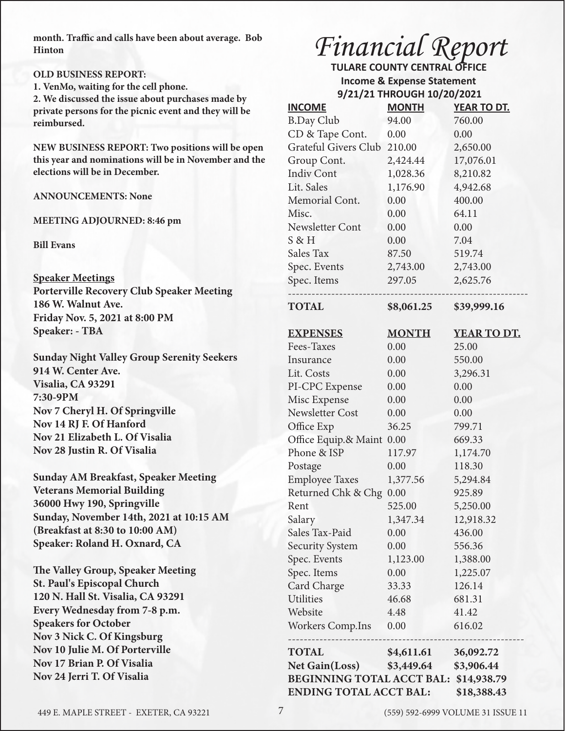**month. Traffic and calls have been about average. Bob Hinton**

**OLD BUSINESS REPORT:**
**1. VenMo, waiting for the cell phone.**
**2. We discussed the issue about purchases made by private persons for the picnic event and they will be reimbursed.**

**NEW BUSINESS REPORT: Two positions will be open this year and nominations will be in November and the elections will be in December.**

**ANNOUNCEMENTS: None**

**MEETING ADJOURNED: 8:46 pm**

**Bill Evans**

**Speaker Meetings**

**Porterville Recovery Club Speaker Meeting**
**186 W. Walnut Ave.**
**Friday Nov. 5, 2021 at 8:00 PM**
**Speaker: - TBA**

**Sunday Night Valley Group Serenity Seekers**
**914 W. Center Ave.**
**Visalia, CA 93291**
**7:30-9PM**
**Nov 7 Cheryl H. Of Springville**
**Nov 14 RJ F. Of Hanford**
**Nov 21 Elizabeth L. Of Visalia**
**Nov 28 Justin R. Of Visalia**

**Sunday AM Breakfast, Speaker Meeting**
**Veterans Memorial Building**
**36000 Hwy 190, Springville**
**Sunday, November 14th, 2021 at 10:15 AM**
**(Breakfast at 8:30 to 10:00 AM)**
**Speaker: Roland H. Oxnard, CA**

**The Valley Group, Speaker Meeting**
**St. Paul's Episcopal Church**
**120 N. Hall St. Visalia, CA 93291**
**Every Wednesday from 7-8 p.m.**
**Speakers for October**
**Nov 3 Nick C. Of Kingsburg**
**Nov 10 Julie M. Of Porterville**
**Nov 17 Brian P. Of Visalia**
**Nov 24 Jerri T. Of Visalia**

# *Financial Report*

**TULARE COUNTY CENTRAL OFFICE**
**Income & Expense Statement**
**9/21/21 THROUGH 10/20/2021**

| INCOME | MONTH | YEAR TO DT. |
|---|---|---|
| B.Day Club | 94.00 | 760.00 |
| CD & Tape Cont. | 0.00 | 0.00 |
| Grateful Givers Club | 210.00 | 2,650.00 |
| Group Cont. | 2,424.44 | 17,076.01 |
| Indiv Cont | 1,028.36 | 8,210.82 |
| Lit. Sales | 1,176.90 | 4,942.68 |
| Memorial Cont. | 0.00 | 400.00 |
| Misc. | 0.00 | 64.11 |
| Newsletter Cont | 0.00 | 0.00 |
| S & H | 0.00 | 7.04 |
| Sales Tax | 87.50 | 519.74 |
| Spec. Events | 2,743.00 | 2,743.00 |
| Spec. Items | 297.05 | 2,625.76 |
| **TOTAL** | **$8,061.25** | **$39,999.16** |

| EXPENSES | MONTH | YEAR TO DT. |
|---|---|---|
| Fees-Taxes | 0.00 | 25.00 |
| Insurance | 0.00 | 550.00 |
| Lit. Costs | 0.00 | 3,296.31 |
| PI-CPC Expense | 0.00 | 0.00 |
| Misc Expense | 0.00 | 0.00 |
| Newsletter Cost | 0.00 | 0.00 |
| Office Exp | 36.25 | 799.71 |
| Office Equip.& Maint | 0.00 | 669.33 |
| Phone & ISP | 117.97 | 1,174.70 |
| Postage | 0.00 | 118.30 |
| Employee Taxes | 1,377.56 | 5,294.84 |
| Returned Chk & Chg | 0.00 | 925.89 |
| Rent | 525.00 | 5,250.00 |
| Salary | 1,347.34 | 12,918.32 |
| Sales Tax-Paid | 0.00 | 436.00 |
| Security System | 0.00 | 556.36 |
| Spec. Events | 1,123.00 | 1,388.00 |
| Spec. Items | 0.00 | 1,225.07 |
| Card Charge | 33.33 | 126.14 |
| Utilities | 46.68 | 681.31 |
| Website | 4.48 | 41.42 |
| Workers Comp.Ins | 0.00 | 616.02 |
| **TOTAL** | **$4,611.61** | **36,092.72** |
| **Net Gain(Loss)** | **$3,449.64** | **$3,906.44** |

**BEGINNING TOTAL ACCT BAL: $14,938.79**
**ENDING TOTAL ACCT BAL: $18,388.43**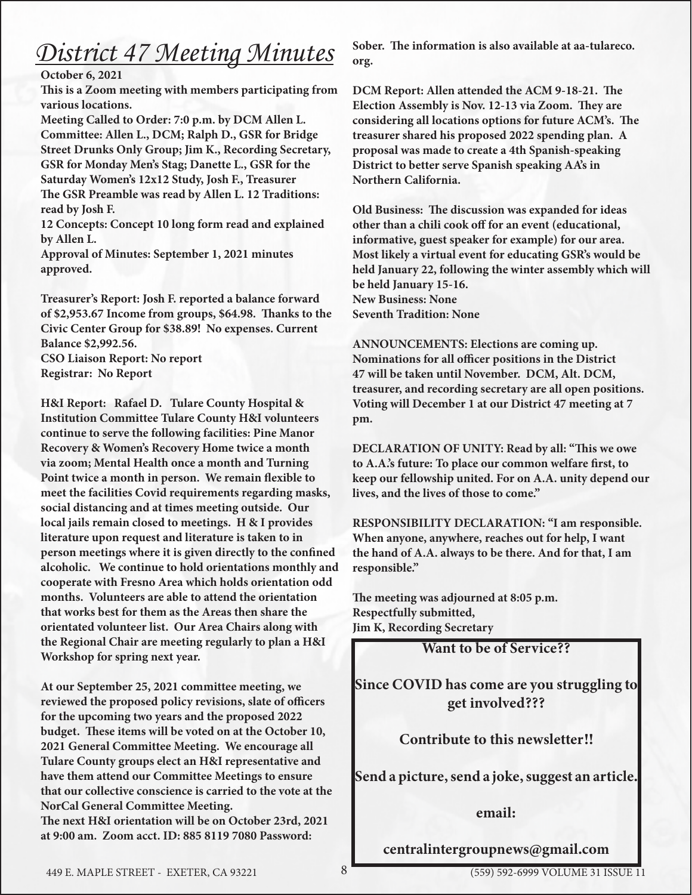# *District 47 Meeting Minutes*

**October 6, 2021**

**This is a Zoom meeting with members participating from various locations.**

**Meeting Called to Order: 7:0 p.m. by DCM Allen L.**

**Committee: Allen L., DCM; Ralph D., GSR for Bridge Street Drunks Only Group; Jim K., Recording Secretary, GSR for Monday Men's Stag; Danette L., GSR for the Saturday Women's 12x12 Study, Josh F., Treasurer**

**The GSR Preamble was read by Allen L. 12 Traditions: read by Josh F.**

**12 Concepts: Concept 10 long form read and explained by Allen L.**

**Approval of Minutes: September 1, 2021 minutes approved.**

**Treasurer's Report: Josh F. reported a balance forward of $2,953.67 Income from groups, $64.98. Thanks to the Civic Center Group for $38.89! No expenses. Current Balance $2,992.56.**

**CSO Liaison Report: No report**

**Registrar: No Report**

**H&I Report: Rafael D. Tulare County Hospital & Institution Committee Tulare County H&I volunteers continue to serve the following facilities: Pine Manor Recovery & Women's Recovery Home twice a month via zoom; Mental Health once a month and Turning Point twice a month in person. We remain flexible to meet the facilities Covid requirements regarding masks, social distancing and at times meeting outside. Our local jails remain closed to meetings. H & I provides literature upon request and literature is taken to in person meetings where it is given directly to the confined alcoholic. We continue to hold orientations monthly and cooperate with Fresno Area which holds orientation odd months. Volunteers are able to attend the orientation that works best for them as the Areas then share the orientated volunteer list. Our Area Chairs along with the Regional Chair are meeting regularly to plan a H&I Workshop for spring next year.**

**At our September 25, 2021 committee meeting, we reviewed the proposed policy revisions, slate of officers for the upcoming two years and the proposed 2022 budget. These items will be voted on at the October 10, 2021 General Committee Meeting. We encourage all Tulare County groups elect an H&I representative and have them attend our Committee Meetings to ensure that our collective conscience is carried to the vote at the NorCal General Committee Meeting.**

**The next H&I orientation will be on October 23rd, 2021 at 9:00 am. Zoom acct. ID: 885 8119 7080 Password: Sober. The information is also available at aa-tulareco.org.**

**DCM Report: Allen attended the ACM 9-18-21. The Election Assembly is Nov. 12-13 via Zoom. They are considering all locations options for future ACM's. The treasurer shared his proposed 2022 spending plan. A proposal was made to create a 4th Spanish-speaking District to better serve Spanish speaking AA's in Northern California.**

**Old Business: The discussion was expanded for ideas other than a chili cook off for an event (educational, informative, guest speaker for example) for our area. Most likely a virtual event for educating GSR's would be held January 22, following the winter assembly which will be held January 15-16.**

**New Business: None**

**Seventh Tradition: None**

**ANNOUNCEMENTS: Elections are coming up. Nominations for all officer positions in the District 47 will be taken until November. DCM, Alt. DCM, treasurer, and recording secretary are all open positions. Voting will December 1 at our District 47 meeting at 7 pm.**

**DECLARATION OF UNITY: Read by all: "This we owe to A.A.'s future: To place our common welfare first, to keep our fellowship united. For on A.A. unity depend our lives, and the lives of those to come."**

**RESPONSIBILITY DECLARATION: "I am responsible. When anyone, anywhere, reaches out for help, I want the hand of A.A. always to be there. And for that, I am responsible."**

**The meeting was adjourned at 8:05 p.m.**
**Respectfully submitted,**
**Jim K, Recording Secretary**

---

**Want to be of Service??**

**Since COVID has come are you struggling to get involved???**

**Contribute to this newsletter!!**

**Send a picture, send a joke, suggest an article.**

**email:**

**centralintergroupnews@gmail.com**

---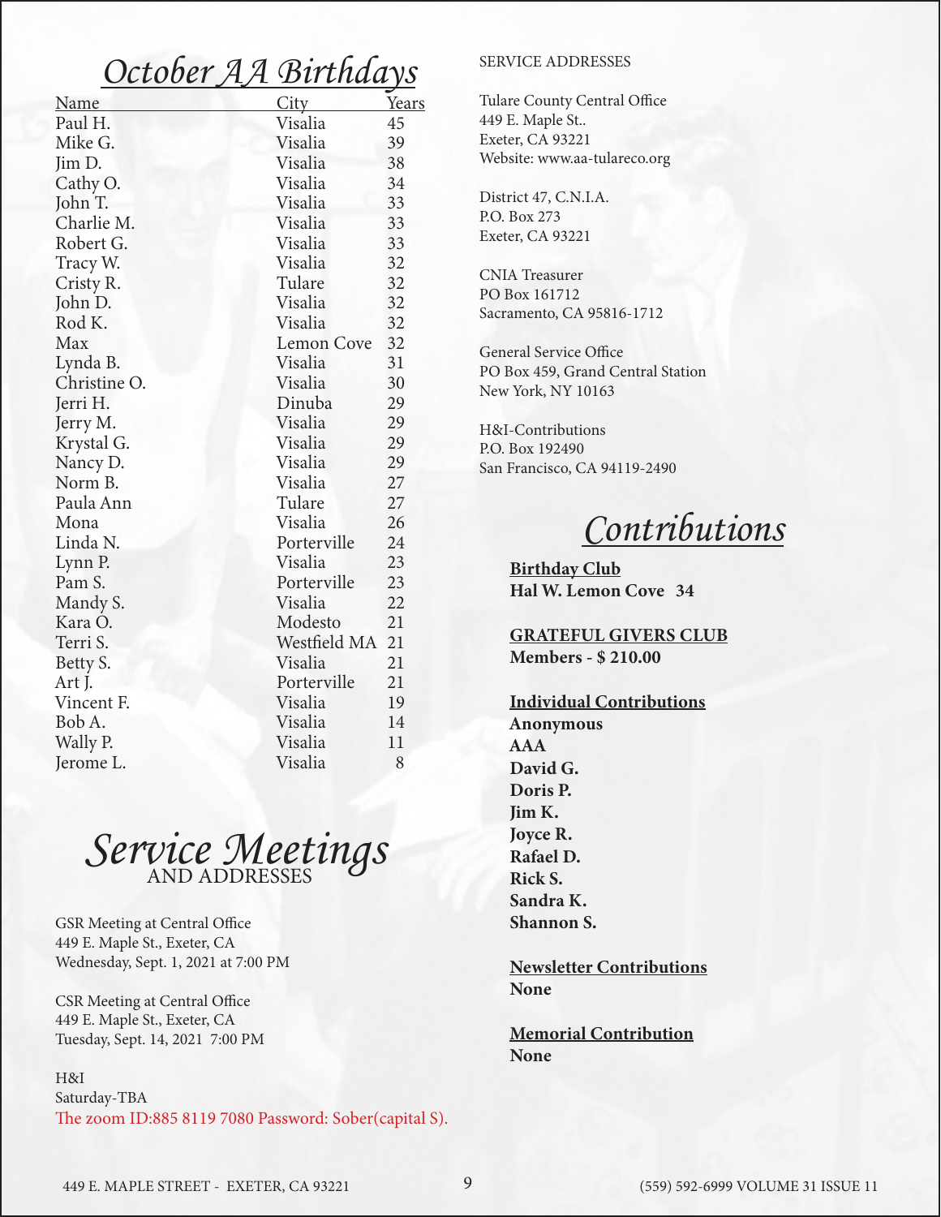# October AA Birthdays

| Name | City | Years |
|---|---|---|
| Paul H. | Visalia | 45 |
| Mike G. | Visalia | 39 |
| Jim D. | Visalia | 38 |
| Cathy O. | Visalia | 34 |
| John T. | Visalia | 33 |
| Charlie M. | Visalia | 33 |
| Robert G. | Visalia | 33 |
| Tracy W. | Visalia | 32 |
| Cristy R. | Tulare | 32 |
| John D. | Visalia | 32 |
| Rod K. | Visalia | 32 |
| Max | Lemon Cove | 32 |
| Lynda B. | Visalia | 31 |
| Christine O. | Visalia | 30 |
| Jerri H. | Dinuba | 29 |
| Jerry M. | Visalia | 29 |
| Krystal G. | Visalia | 29 |
| Nancy D. | Visalia | 29 |
| Norm B. | Visalia | 27 |
| Paula Ann | Tulare | 27 |
| Mona | Visalia | 26 |
| Linda N. | Porterville | 24 |
| Lynn P. | Visalia | 23 |
| Pam S. | Porterville | 23 |
| Mandy S. | Visalia | 22 |
| Kara O. | Modesto | 21 |
| Terri S. | Westfield MA | 21 |
| Betty S. | Visalia | 21 |
| Art J. | Porterville | 21 |
| Vincent F. | Visalia | 19 |
| Bob A. | Visalia | 14 |
| Wally P. | Visalia | 11 |
| Jerome L. | Visalia | 8 |

# Service Meetings AND ADDRESSES

GSR Meeting at Central Office
449 E. Maple St., Exeter, CA
Wednesday, Sept. 1, 2021 at 7:00 PM

CSR Meeting at Central Office
449 E. Maple St., Exeter, CA
Tuesday, Sept. 14, 2021 7:00 PM

H&I
Saturday-TBA
The zoom ID:885 8119 7080 Password: Sober(capital S).

SERVICE ADDRESSES

Tulare County Central Office
449 E. Maple St..
Exeter, CA 93221
Website: www.aa-tulareco.org

District 47, C.N.I.A.
P.O. Box 273
Exeter, CA 93221

CNIA Treasurer
PO Box 161712
Sacramento, CA 95816-1712

General Service Office
PO Box 459, Grand Central Station
New York, NY 10163

H&I-Contributions
P.O. Box 192490
San Francisco, CA 94119-2490

# Contributions

**Birthday Club**
**Hal W. Lemon Cove 34**

**GRATEFUL GIVERS CLUB**
**Members - $ 210.00**

**Individual Contributions**
**Anonymous**
**AAA**
**David G.**
**Doris P.**
**Jim K.**
**Joyce R.**
**Rafael D.**
**Rick S.**
**Sandra K.**
**Shannon S.**

**Newsletter Contributions**
**None**

**Memorial Contribution**
**None**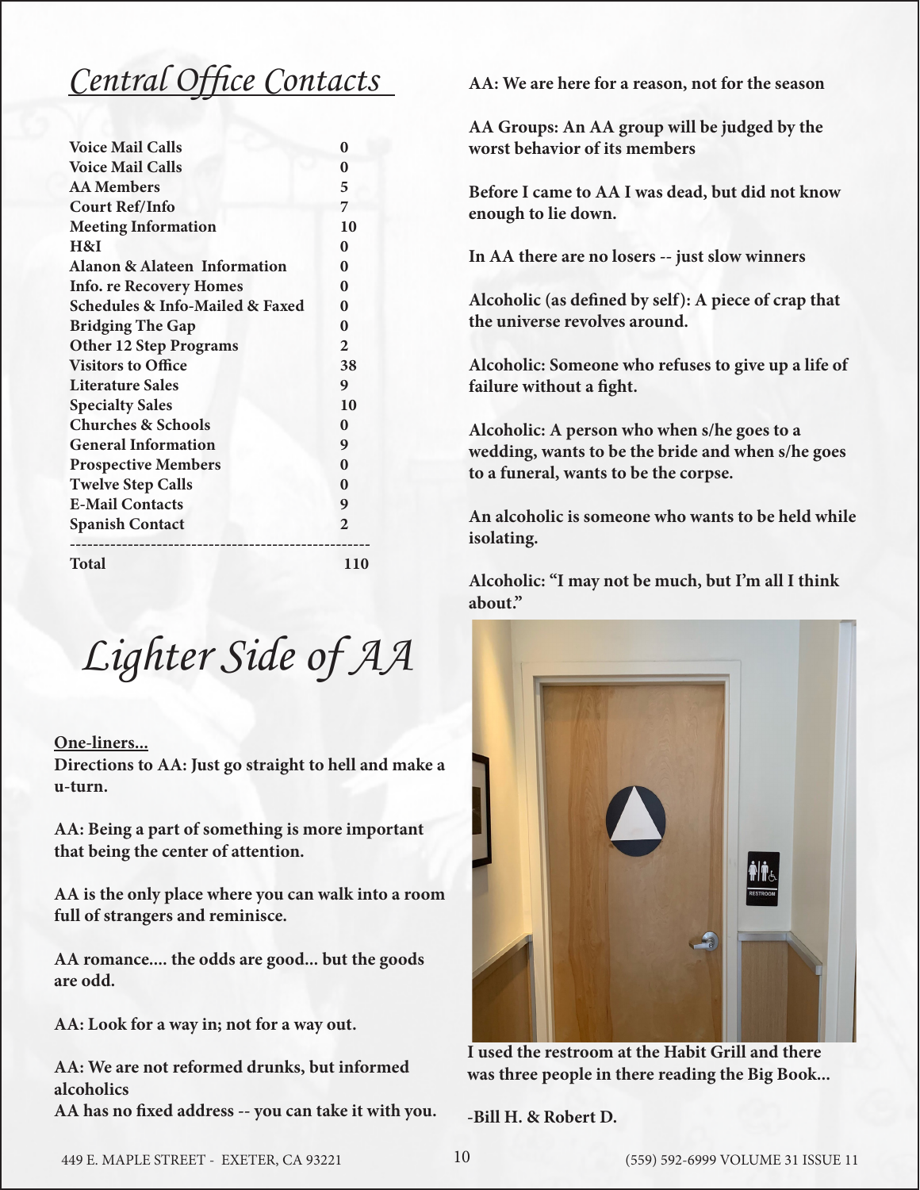## Central Office Contacts

| | |
|---|---|
| Voice Mail Calls | 0 |
| Voice Mail Calls | 0 |
| AA Members | 5 |
| Court Ref/Info | 7 |
| Meeting Information | 10 |
| H&I | 0 |
| Alanon & Alateen Information | 0 |
| Info. re Recovery Homes | 0 |
| Schedules & Info-Mailed & Faxed | 0 |
| Bridging The Gap | 0 |
| Other 12 Step Programs | 2 |
| Visitors to Office | 38 |
| Literature Sales | 9 |
| Specialty Sales | 10 |
| Churches & Schools | 0 |
| General Information | 9 |
| Prospective Members | 0 |
| Twelve Step Calls | 0 |
| E-Mail Contacts | 9 |
| Spanish Contact | 2 |
| **Total** | **110** |

## Lighter Side of AA

**One-liners...**

**Directions to AA: Just go straight to hell and make a u-turn.**

**AA: Being a part of something is more important that being the center of attention.**

**AA is the only place where you can walk into a room full of strangers and reminisce.**

**AA romance.... the odds are good... but the goods are odd.**

**AA: Look for a way in; not for a way out.**

**AA: We are not reformed drunks, but informed alcoholics**

**AA has no fixed address -- you can take it with you.**

**AA: We are here for a reason, not for the season**

**AA Groups: An AA group will be judged by the worst behavior of its members**

**Before I came to AA I was dead, but did not know enough to lie down.**

**In AA there are no losers -- just slow winners**

**Alcoholic (as defined by self): A piece of crap that the universe revolves around.**

**Alcoholic: Someone who refuses to give up a life of failure without a fight.**

**Alcoholic: A person who when s/he goes to a wedding, wants to be the bride and when s/he goes to a funeral, wants to be the corpse.**

**An alcoholic is someone who wants to be held while isolating.**

**Alcoholic: "I may not be much, but I'm all I think about."**

**I used the restroom at the Habit Grill and there was three people in there reading the Big Book...**

**-Bill H. & Robert D.**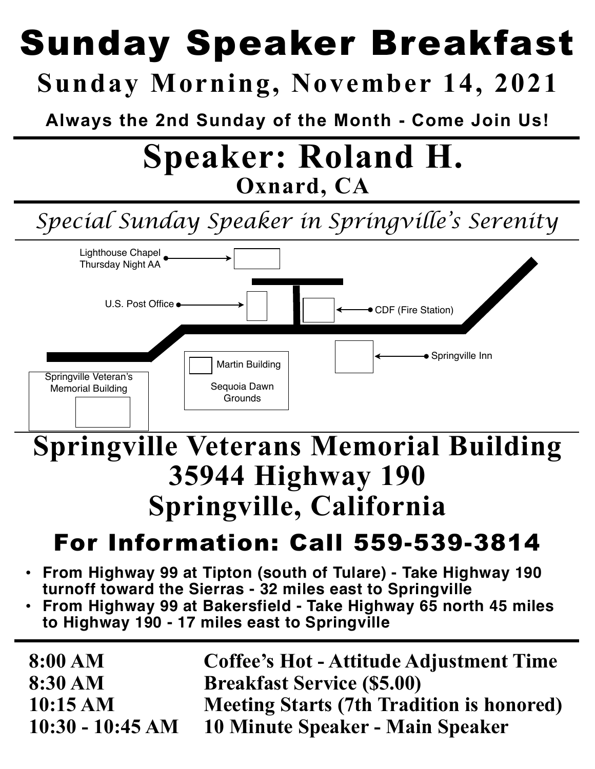# Sunday Speaker Breakfast

## Sunday Morning, November 14, 2021

**Always the 2nd Sunday of the Month - Come Join Us!**

## Speaker: Roland H.

### Oxnard, CA

*Special Sunday Speaker in Springville's Serenity*

Lighthouse Chapel Thursday Night AA

U.S. Post Office

CDF (Fire Station)

Springville Inn

Martin Building

Sequoia Dawn Grounds

Springville Veteran's Memorial Building

## Springville Veterans Memorial Building
## 35944 Highway 190
## Springville, California

## For Information: Call 559-539-3814

- **From Highway 99 at Tipton (south of Tulare) - Take Highway 190 turnoff toward the Sierras - 32 miles east to Springville**
- **From Highway 99 at Bakersfield - Take Highway 65 north 45 miles to Highway 190 - 17 miles east to Springville**

| | |
|---|---|
| **8:00 AM** | **Coffee's Hot - Attitude Adjustment Time** |
| **8:30 AM** | **Breakfast Service ($5.00)** |
| **10:15 AM** | **Meeting Starts (7th Tradition is honored)** |
| **10:30 - 10:45 AM** | **10 Minute Speaker - Main Speaker** |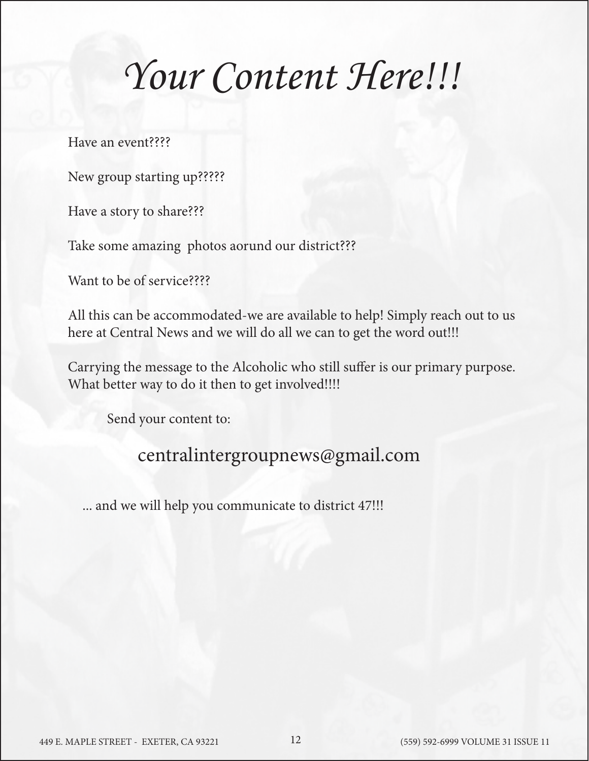# *Your Content Here!!!*

Have an event????

New group starting up?????

Have a story to share???

Take some amazing  photos aorund our district???

Want to be of service????

All this can be accommodated-we are available to help! Simply reach out to us here at Central News and we will do all we can to get the word out!!!

Carrying the message to the Alcoholic who still suffer is our primary purpose. What better way to do it then to get involved!!!!

Send your content to:

centralintergroupnews@gmail.com

... and we will help you communicate to district 47!!!

449 E. MAPLE STREET - EXETER, CA 93221 (559) 592-6999